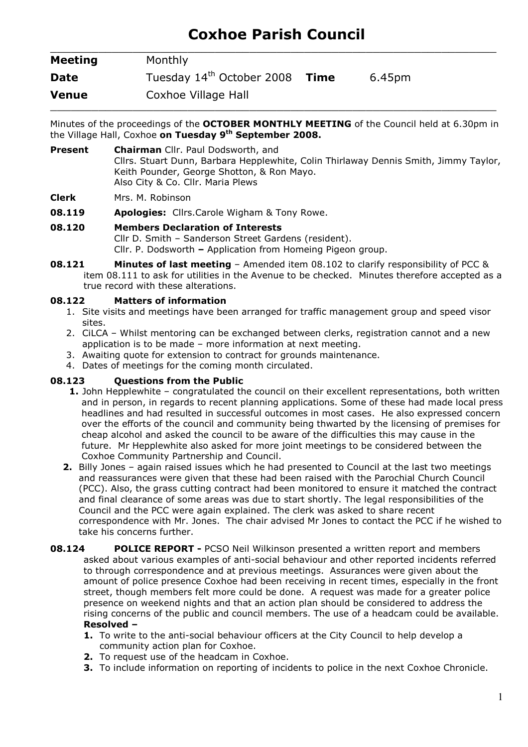# Coxhoe Parish Council

| | | | |
|---|---|---|---|
| **Meeting** | Monthly | | |
| **Date** | Tuesday 14th October 2008 | **Time** | 6.45pm |
| **Venue** | Coxhoe Village Hall | | |

Minutes of the proceedings of the **OCTOBER MONTHLY MEETING** of the Council held at 6.30pm in the Village Hall, Coxhoe **on Tuesday 9th September 2008.**

**Present** **Chairman** Cllr. Paul Dodsworth, and
Cllrs. Stuart Dunn, Barbara Hepplewhite, Colin Thirlaway Dennis Smith, Jimmy Taylor, Keith Pounder, George Shotton, & Ron Mayo.
Also City & Co. Cllr. Maria Plews

**Clerk** Mrs. M. Robinson

**08.119** **Apologies:** Cllrs.Carole Wigham & Tony Rowe.

**08.120** **Members Declaration of Interests**
Cllr D. Smith – Sanderson Street Gardens (resident).
Cllr. P. Dodsworth **–** Application from Homeing Pigeon group.

**08.121** **Minutes of last meeting** – Amended item 08.102 to clarify responsibility of PCC & item 08.111 to ask for utilities in the Avenue to be checked. Minutes therefore accepted as a true record with these alterations.

**08.122** **Matters of information**

1. Site visits and meetings have been arranged for traffic management group and speed visor sites.
2. CiLCA – Whilst mentoring can be exchanged between clerks, registration cannot and a new application is to be made – more information at next meeting.
3. Awaiting quote for extension to contract for grounds maintenance.
4. Dates of meetings for the coming month circulated.

**08.123** **Questions from the Public**

1. John Hepplewhite – congratulated the council on their excellent representations, both written and in person, in regards to recent planning applications. Some of these had made local press headlines and had resulted in successful outcomes in most cases. He also expressed concern over the efforts of the council and community being thwarted by the licensing of premises for cheap alcohol and asked the council to be aware of the difficulties this may cause in the future. Mr Hepplewhite also asked for more joint meetings to be considered between the Coxhoe Community Partnership and Council.
2. Billy Jones – again raised issues which he had presented to Council at the last two meetings and reassurances were given that these had been raised with the Parochial Church Council (PCC). Also, the grass cutting contract had been monitored to ensure it matched the contract and final clearance of some areas was due to start shortly. The legal responsibilities of the Council and the PCC were again explained. The clerk was asked to share recent correspondence with Mr. Jones. The chair advised Mr Jones to contact the PCC if he wished to take his concerns further.

**08.124** **POLICE REPORT -** PCSO Neil Wilkinson presented a written report and members asked about various examples of anti-social behaviour and other reported incidents referred to through correspondence and at previous meetings. Assurances were given about the amount of police presence Coxhoe had been receiving in recent times, especially in the front street, though members felt more could be done. A request was made for a greater police presence on weekend nights and that an action plan should be considered to address the rising concerns of the public and council members. The use of a headcam could be available.
**Resolved –**

1. To write to the anti-social behaviour officers at the City Council to help develop a community action plan for Coxhoe.
2. To request use of the headcam in Coxhoe.
3. To include information on reporting of incidents to police in the next Coxhoe Chronicle.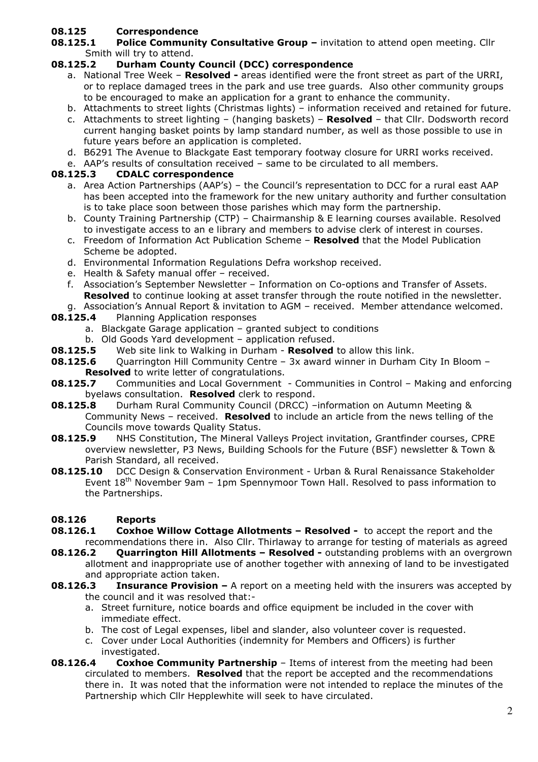**08.125 Correspondence**

**08.125.1 Police Community Consultative Group –** invitation to attend open meeting. Cllr Smith will try to attend.

**08.125.2 Durham County Council (DCC) correspondence**

a. National Tree Week – **Resolved -** areas identified were the front street as part of the URRI, or to replace damaged trees in the park and use tree guards. Also other community groups to be encouraged to make an application for a grant to enhance the community.
b. Attachments to street lights (Christmas lights) – information received and retained for future.
c. Attachments to street lighting – (hanging baskets) – **Resolved** – that Cllr. Dodsworth record current hanging basket points by lamp standard number, as well as those possible to use in future years before an application is completed.
d. B6291 The Avenue to Blackgate East temporary footway closure for URRI works received.
e. AAP's results of consultation received – same to be circulated to all members.

**08.125.3 CDALC correspondence**

a. Area Action Partnerships (AAP's) – the Council's representation to DCC for a rural east AAP has been accepted into the framework for the new unitary authority and further consultation is to take place soon between those parishes which may form the partnership.
b. County Training Partnership (CTP) – Chairmanship & E learning courses available. Resolved to investigate access to an e library and members to advise clerk of interest in courses.
c. Freedom of Information Act Publication Scheme – **Resolved** that the Model Publication Scheme be adopted.
d. Environmental Information Regulations Defra workshop received.
e. Health & Safety manual offer – received.
f. Association's September Newsletter – Information on Co-options and Transfer of Assets. **Resolved** to continue looking at asset transfer through the route notified in the newsletter.
g. Association's Annual Report & invitation to AGM – received. Member attendance welcomed.

**08.125.4** Planning Application responses

a. Blackgate Garage application – granted subject to conditions
b. Old Goods Yard development – application refused.

**08.125.5** Web site link to Walking in Durham - **Resolved** to allow this link.

**08.125.6** Quarrington Hill Community Centre – 3x award winner in Durham City In Bloom – **Resolved** to write letter of congratulations.

**08.125.7** Communities and Local Government - Communities in Control – Making and enforcing byelaws consultation. **Resolved** clerk to respond.

**08.125.8** Durham Rural Community Council (DRCC) –information on Autumn Meeting & Community News – received. **Resolved** to include an article from the news telling of the Councils move towards Quality Status.

**08.125.9** NHS Constitution, The Mineral Valleys Project invitation, Grantfinder courses, CPRE overview newsletter, P3 News, Building Schools for the Future (BSF) newsletter & Town & Parish Standard, all received.

**08.125.10** DCC Design & Conservation Environment - Urban & Rural Renaissance Stakeholder Event 18th November 9am – 1pm Spennymoor Town Hall. Resolved to pass information to the Partnerships.

**08.126 Reports**

**08.126.1 Coxhoe Willow Cottage Allotments – Resolved -** to accept the report and the recommendations there in. Also Cllr. Thirlaway to arrange for testing of materials as agreed

**08.126.2 Quarrington Hill Allotments – Resolved -** outstanding problems with an overgrown allotment and inappropriate use of another together with annexing of land to be investigated and appropriate action taken.

**08.126.3 Insurance Provision –** A report on a meeting held with the insurers was accepted by the council and it was resolved that:-

a. Street furniture, notice boards and office equipment be included in the cover with immediate effect.
b. The cost of Legal expenses, libel and slander, also volunteer cover is requested.
c. Cover under Local Authorities (indemnity for Members and Officers) is further investigated.

**08.126.4 Coxhoe Community Partnership** – Items of interest from the meeting had been circulated to members. **Resolved** that the report be accepted and the recommendations there in. It was noted that the information were not intended to replace the minutes of the Partnership which Cllr Hepplewhite will seek to have circulated.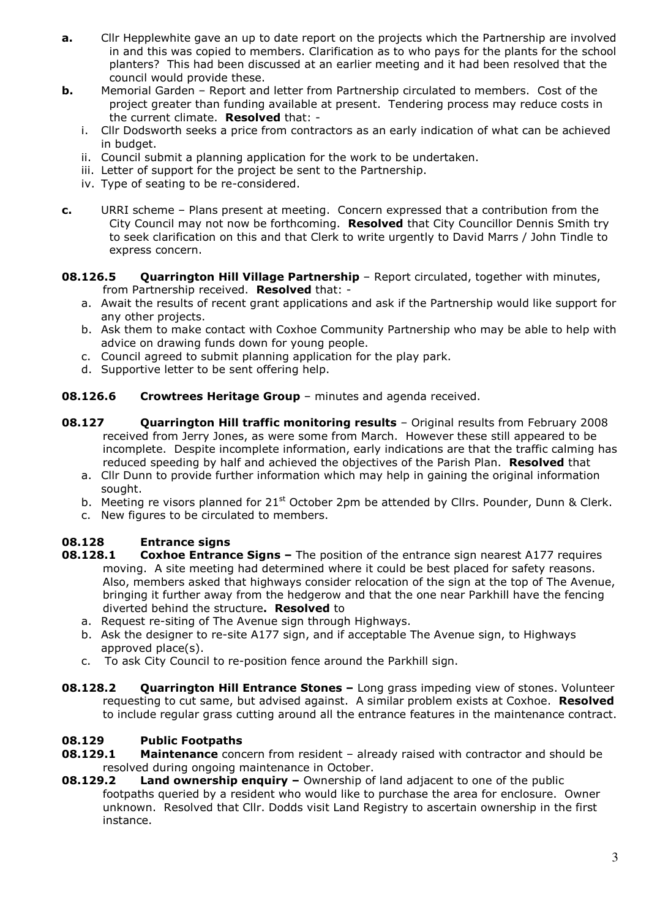**a.** Cllr Hepplewhite gave an up to date report on the projects which the Partnership are involved in and this was copied to members. Clarification as to who pays for the plants for the school planters? This had been discussed at an earlier meeting and it had been resolved that the council would provide these.

**b.** Memorial Garden – Report and letter from Partnership circulated to members. Cost of the project greater than funding available at present. Tendering process may reduce costs in the current climate. **Resolved** that: -

i. Cllr Dodsworth seeks a price from contractors as an early indication of what can be achieved in budget.
ii. Council submit a planning application for the work to be undertaken.
iii. Letter of support for the project be sent to the Partnership.
iv. Type of seating to be re-considered.

**c.** URRI scheme – Plans present at meeting. Concern expressed that a contribution from the City Council may not now be forthcoming. **Resolved** that City Councillor Dennis Smith try to seek clarification on this and that Clerk to write urgently to David Marrs / John Tindle to express concern.

**08.126.5 Quarrington Hill Village Partnership** – Report circulated, together with minutes, from Partnership received. **Resolved** that: -

a. Await the results of recent grant applications and ask if the Partnership would like support for any other projects.
b. Ask them to make contact with Coxhoe Community Partnership who may be able to help with advice on drawing funds down for young people.
c. Council agreed to submit planning application for the play park.
d. Supportive letter to be sent offering help.

**08.126.6 Crowtrees Heritage Group** – minutes and agenda received.

**08.127 Quarrington Hill traffic monitoring results** – Original results from February 2008 received from Jerry Jones, as were some from March. However these still appeared to be incomplete. Despite incomplete information, early indications are that the traffic calming has reduced speeding by half and achieved the objectives of the Parish Plan. **Resolved** that

a. Cllr Dunn to provide further information which may help in gaining the original information sought.
b. Meeting re visors planned for 21st October 2pm be attended by Cllrs. Pounder, Dunn & Clerk.
c. New figures to be circulated to members.

## 08.128 Entrance signs

**08.128.1 Coxhoe Entrance Signs –** The position of the entrance sign nearest A177 requires moving. A site meeting had determined where it could be best placed for safety reasons. Also, members asked that highways consider relocation of the sign at the top of The Avenue, bringing it further away from the hedgerow and that the one near Parkhill have the fencing diverted behind the structure**. Resolved** to

a. Request re-siting of The Avenue sign through Highways.
b. Ask the designer to re-site A177 sign, and if acceptable The Avenue sign, to Highways approved place(s).
c. To ask City Council to re-position fence around the Parkhill sign.

**08.128.2 Quarrington Hill Entrance Stones –** Long grass impeding view of stones. Volunteer requesting to cut same, but advised against. A similar problem exists at Coxhoe. **Resolved** to include regular grass cutting around all the entrance features in the maintenance contract.

## 08.129 Public Footpaths

**08.129.1 Maintenance** concern from resident – already raised with contractor and should be resolved during ongoing maintenance in October.

**08.129.2 Land ownership enquiry –** Ownership of land adjacent to one of the public footpaths queried by a resident who would like to purchase the area for enclosure. Owner unknown. Resolved that Cllr. Dodds visit Land Registry to ascertain ownership in the first instance.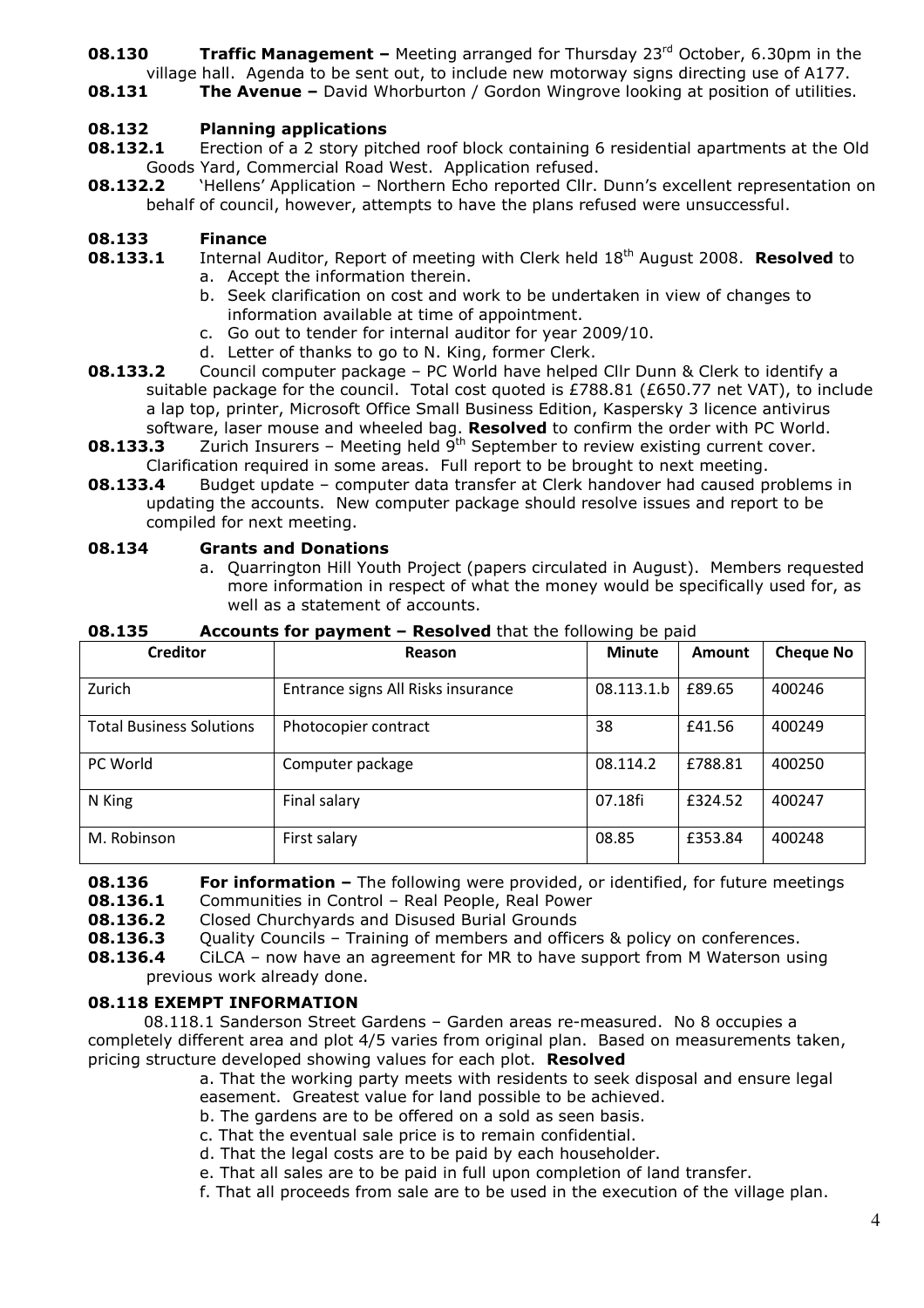**08.130 Traffic Management –** Meeting arranged for Thursday 23rd October, 6.30pm in the village hall. Agenda to be sent out, to include new motorway signs directing use of A177.

**08.131 The Avenue –** David Whorburton / Gordon Wingrove looking at position of utilities.

**08.132 Planning applications**

**08.132.1** Erection of a 2 story pitched roof block containing 6 residential apartments at the Old Goods Yard, Commercial Road West. Application refused.

**08.132.2** 'Hellens' Application – Northern Echo reported Cllr. Dunn's excellent representation on behalf of council, however, attempts to have the plans refused were unsuccessful.

**08.133 Finance**

**08.133.1** Internal Auditor, Report of meeting with Clerk held 18th August 2008. **Resolved** to

a. Accept the information therein.
b. Seek clarification on cost and work to be undertaken in view of changes to information available at time of appointment.
c. Go out to tender for internal auditor for year 2009/10.
d. Letter of thanks to go to N. King, former Clerk.

**08.133.2** Council computer package – PC World have helped Cllr Dunn & Clerk to identify a suitable package for the council. Total cost quoted is £788.81 (£650.77 net VAT), to include a lap top, printer, Microsoft Office Small Business Edition, Kaspersky 3 licence antivirus software, laser mouse and wheeled bag. **Resolved** to confirm the order with PC World.

**08.133.3** Zurich Insurers – Meeting held 9th September to review existing current cover. Clarification required in some areas. Full report to be brought to next meeting.

**08.133.4** Budget update – computer data transfer at Clerk handover had caused problems in updating the accounts. New computer package should resolve issues and report to be compiled for next meeting.

**08.134 Grants and Donations**

a. Quarrington Hill Youth Project (papers circulated in August). Members requested more information in respect of what the money would be specifically used for, as well as a statement of accounts.

**08.135 Accounts for payment – Resolved** that the following be paid

| Creditor | Reason | Minute | Amount | Cheque No |
|---|---|---|---|---|
| Zurich | Entrance signs All Risks insurance | 08.113.1.b | £89.65 | 400246 |
| Total Business Solutions | Photocopier contract | 38 | £41.56 | 400249 |
| PC World | Computer package | 08.114.2 | £788.81 | 400250 |
| N King | Final salary | 07.18fi | £324.52 | 400247 |
| M. Robinson | First salary | 08.85 | £353.84 | 400248 |

**08.136 For information –** The following were provided, or identified, for future meetings

**08.136.1** Communities in Control – Real People, Real Power

**08.136.2** Closed Churchyards and Disused Burial Grounds

**08.136.3** Quality Councils – Training of members and officers & policy on conferences.

**08.136.4** CiLCA – now have an agreement for MR to have support from M Waterson using previous work already done.

**08.118 EXEMPT INFORMATION**

08.118.1 Sanderson Street Gardens – Garden areas re-measured. No 8 occupies a completely different area and plot 4/5 varies from original plan. Based on measurements taken, pricing structure developed showing values for each plot. **Resolved**

a. That the working party meets with residents to seek disposal and ensure legal easement. Greatest value for land possible to be achieved.
b. The gardens are to be offered on a sold as seen basis.
c. That the eventual sale price is to remain confidential.
d. That the legal costs are to be paid by each householder.
e. That all sales are to be paid in full upon completion of land transfer.
f. That all proceeds from sale are to be used in the execution of the village plan.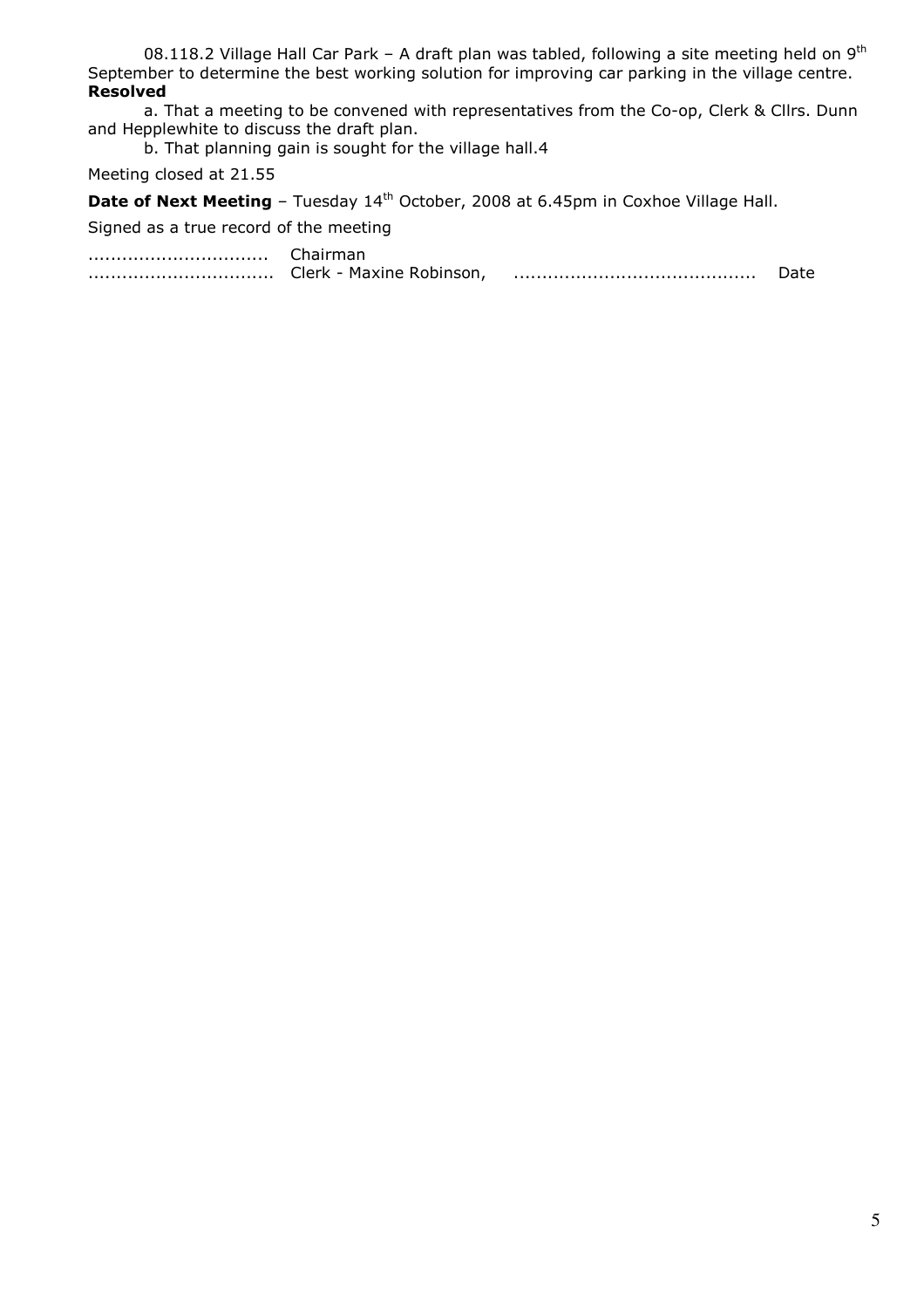08.118.2 Village Hall Car Park – A draft plan was tabled, following a site meeting held on 9th September to determine the best working solution for improving car parking in the village centre.

**Resolved**

a. That a meeting to be convened with representatives from the Co-op, Clerk & Cllrs. Dunn and Hepplewhite to discuss the draft plan.

b. That planning gain is sought for the village hall.4

Meeting closed at 21.55

**Date of Next Meeting** – Tuesday 14th October, 2008 at 6.45pm in Coxhoe Village Hall.

Signed as a true record of the meeting

................................ Chairman

................................ Clerk - Maxine Robinson, .......................................... Date